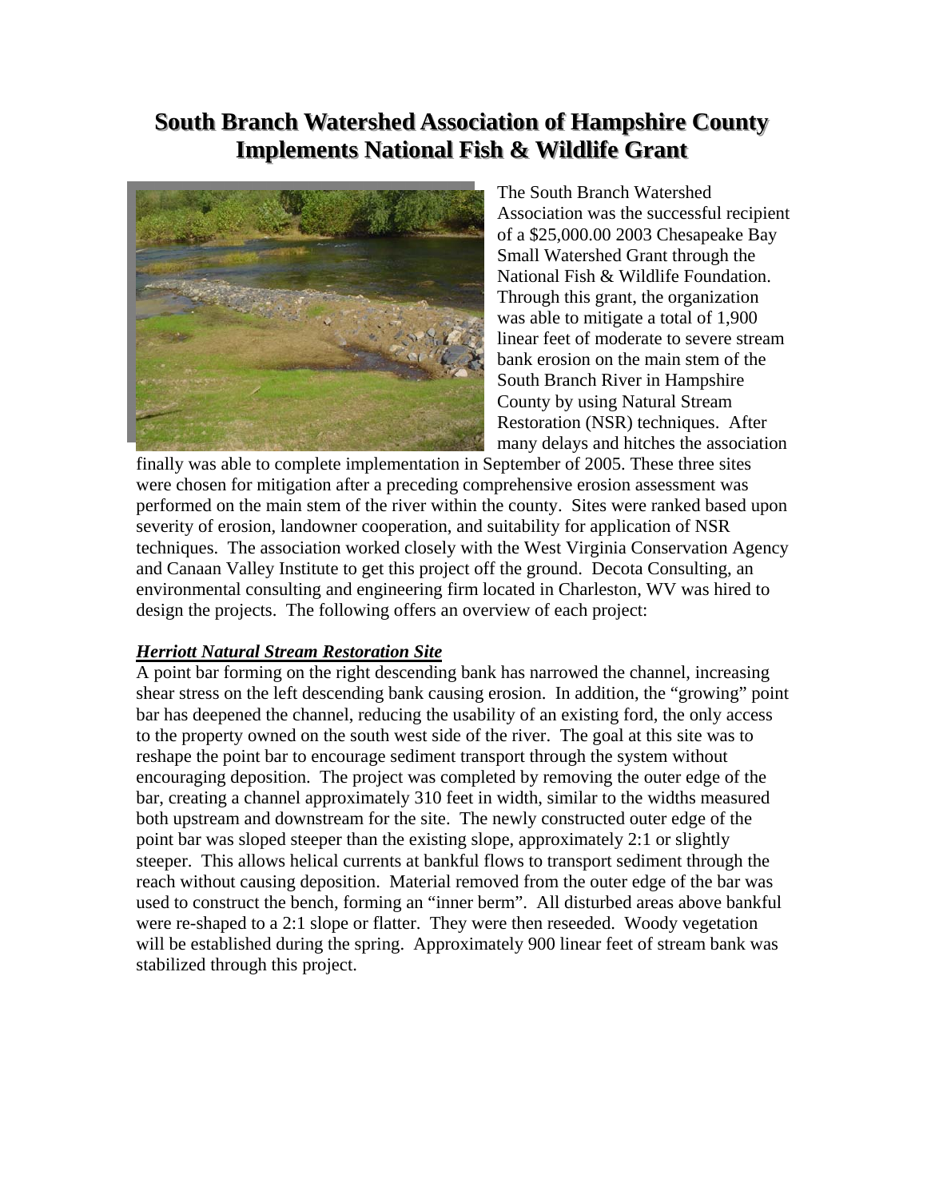# South Branch Watershed Association of Hampshire County Implements National Fish & Wildlife Grant

The South Branch Watershed Association was the successful recipient of a $25,000.00 2003 Chesapeake Bay Small Watershed Grant through the National Fish & Wildlife Foundation. Through this grant, the organization was able to mitigate a total of 1,900 linear feet of moderate to severe stream bank erosion on the main stem of the South Branch River in Hampshire County by using Natural Stream Restoration (NSR) techniques. After many delays and hitches the association finally was able to complete implementation in September of 2005. These three sites were chosen for mitigation after a preceding comprehensive erosion assessment was performed on the main stem of the river within the county. Sites were ranked based upon severity of erosion, landowner cooperation, and suitability for application of NSR techniques. The association worked closely with the West Virginia Conservation Agency and Canaan Valley Institute to get this project off the ground. Decota Consulting, an environmental consulting and engineering firm located in Charleston, WV was hired to design the projects. The following offers an overview of each project:

***Herriott Natural Stream Restoration Site***

A point bar forming on the right descending bank has narrowed the channel, increasing shear stress on the left descending bank causing erosion. In addition, the "growing" point bar has deepened the channel, reducing the usability of an existing ford, the only access to the property owned on the south west side of the river. The goal at this site was to reshape the point bar to encourage sediment transport through the system without encouraging deposition. The project was completed by removing the outer edge of the bar, creating a channel approximately 310 feet in width, similar to the widths measured both upstream and downstream for the site. The newly constructed outer edge of the point bar was sloped steeper than the existing slope, approximately 2:1 or slightly steeper. This allows helical currents at bankful flows to transport sediment through the reach without causing deposition. Material removed from the outer edge of the bar was used to construct the bench, forming an "inner berm". All disturbed areas above bankful were re-shaped to a 2:1 slope or flatter. They were then reseeded. Woody vegetation will be established during the spring. Approximately 900 linear feet of stream bank was stabilized through this project.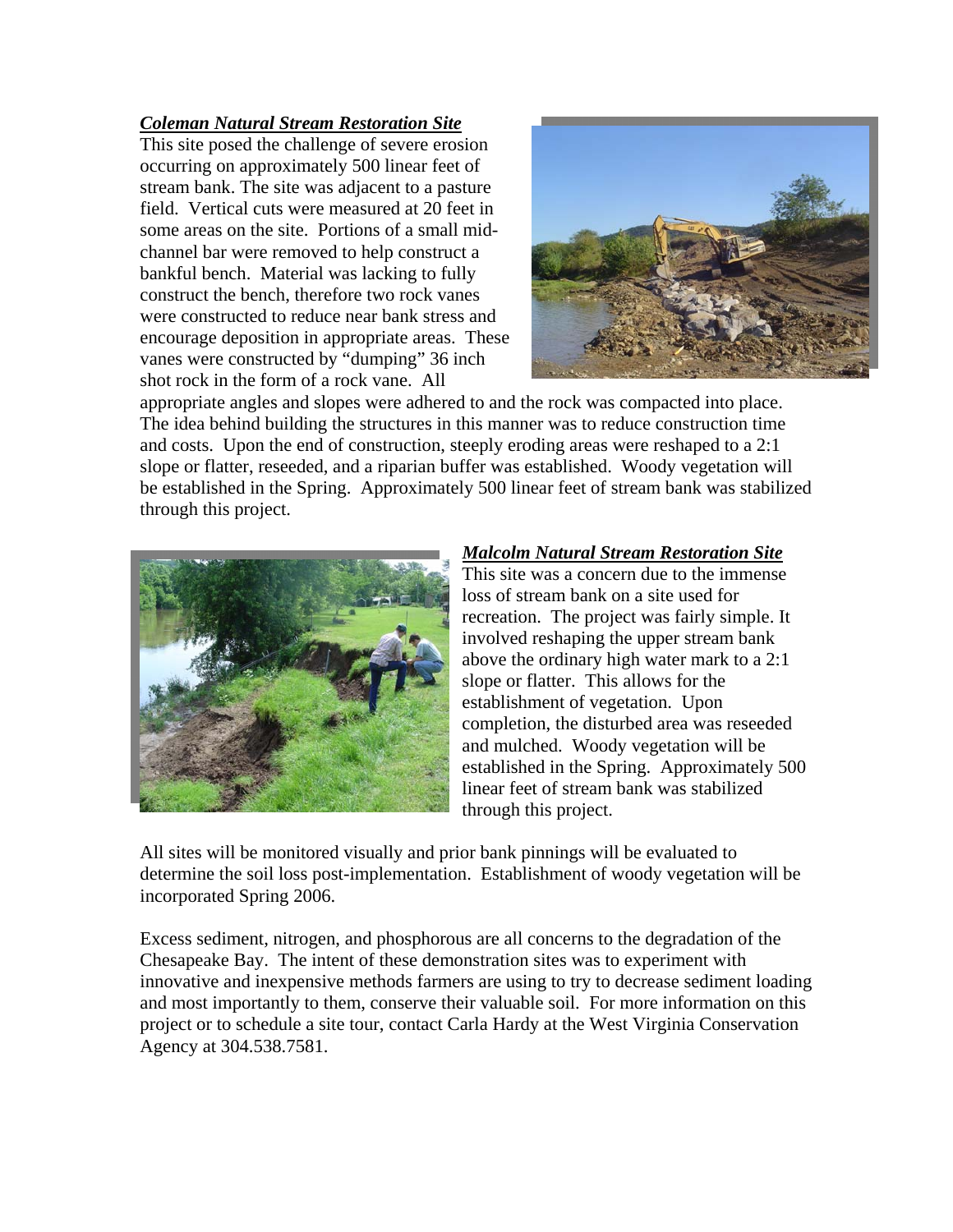***Coleman Natural Stream Restoration Site***

This site posed the challenge of severe erosion occurring on approximately 500 linear feet of stream bank. The site was adjacent to a pasture field. Vertical cuts were measured at 20 feet in some areas on the site. Portions of a small mid-channel bar were removed to help construct a bankful bench. Material was lacking to fully construct the bench, therefore two rock vanes were constructed to reduce near bank stress and encourage deposition in appropriate areas. These vanes were constructed by "dumping" 36 inch shot rock in the form of a rock vane. All appropriate angles and slopes were adhered to and the rock was compacted into place. The idea behind building the structures in this manner was to reduce construction time and costs. Upon the end of construction, steeply eroding areas were reshaped to a 2:1 slope or flatter, reseeded, and a riparian buffer was established. Woody vegetation will be established in the Spring. Approximately 500 linear feet of stream bank was stabilized through this project.

***Malcolm Natural Stream Restoration Site***

This site was a concern due to the immense loss of stream bank on a site used for recreation. The project was fairly simple. It involved reshaping the upper stream bank above the ordinary high water mark to a 2:1 slope or flatter. This allows for the establishment of vegetation. Upon completion, the disturbed area was reseeded and mulched. Woody vegetation will be established in the Spring. Approximately 500 linear feet of stream bank was stabilized through this project.

All sites will be monitored visually and prior bank pinnings will be evaluated to determine the soil loss post-implementation. Establishment of woody vegetation will be incorporated Spring 2006.

Excess sediment, nitrogen, and phosphorous are all concerns to the degradation of the Chesapeake Bay. The intent of these demonstration sites was to experiment with innovative and inexpensive methods farmers are using to try to decrease sediment loading and most importantly to them, conserve their valuable soil. For more information on this project or to schedule a site tour, contact Carla Hardy at the West Virginia Conservation Agency at 304.538.7581.